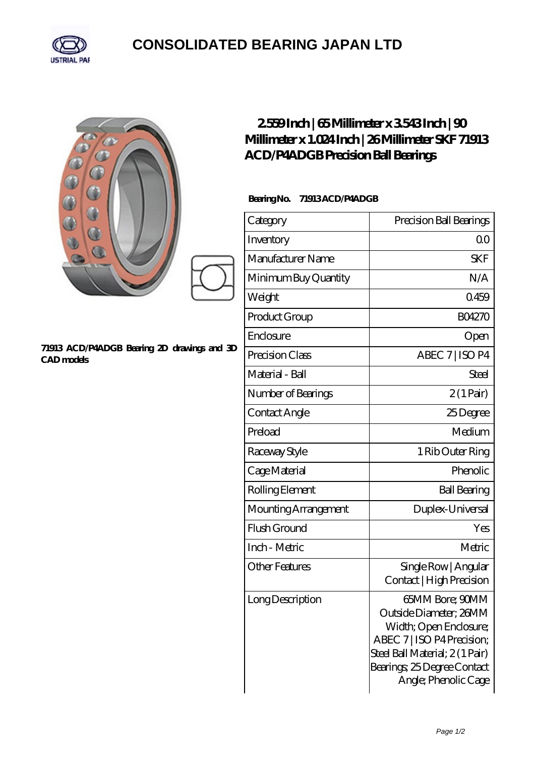# CONSOLIDATED BEARING JAPAN LTD

**71913 ACD/P4ADGB Bearing 2D drawings and 3D CAD models**

## 2.559 Inch | 65 Millimeter x 3.543 Inch | 90 Millimeter x 1.024 Inch | 26 Millimeter SKF 71913 ACD/P4ADGB Precision Ball Bearings

**Bearing No. 71913 ACD/P4ADGB**

| Category | Precision Ball Bearings |
|---|---|
| Inventory | 0.0 |
| Manufacturer Name | SKF |
| Minimum Buy Quantity | N/A |
| Weight | 0.459 |
| Product Group | B04270 |
| Enclosure | Open |
| Precision Class | ABEC 7 \| ISO P4 |
| Material - Ball | Steel |
| Number of Bearings | 2 (1 Pair) |
| Contact Angle | 25 Degree |
| Preload | Medium |
| Raceway Style | 1 Rib Outer Ring |
| Cage Material | Phenolic |
| Rolling Element | Ball Bearing |
| Mounting Arrangement | Duplex-Universal |
| Flush Ground | Yes |
| Inch - Metric | Metric |
| Other Features | Single Row \| Angular Contact \| High Precision |
| Long Description | 65MM Bore; 90MM Outside Diameter; 26MM Width; Open Enclosure; ABEC 7 \| ISO P4 Precision; Steel Ball Material; 2 (1 Pair) Bearings; 25 Degree Contact Angle; Phenolic Cage |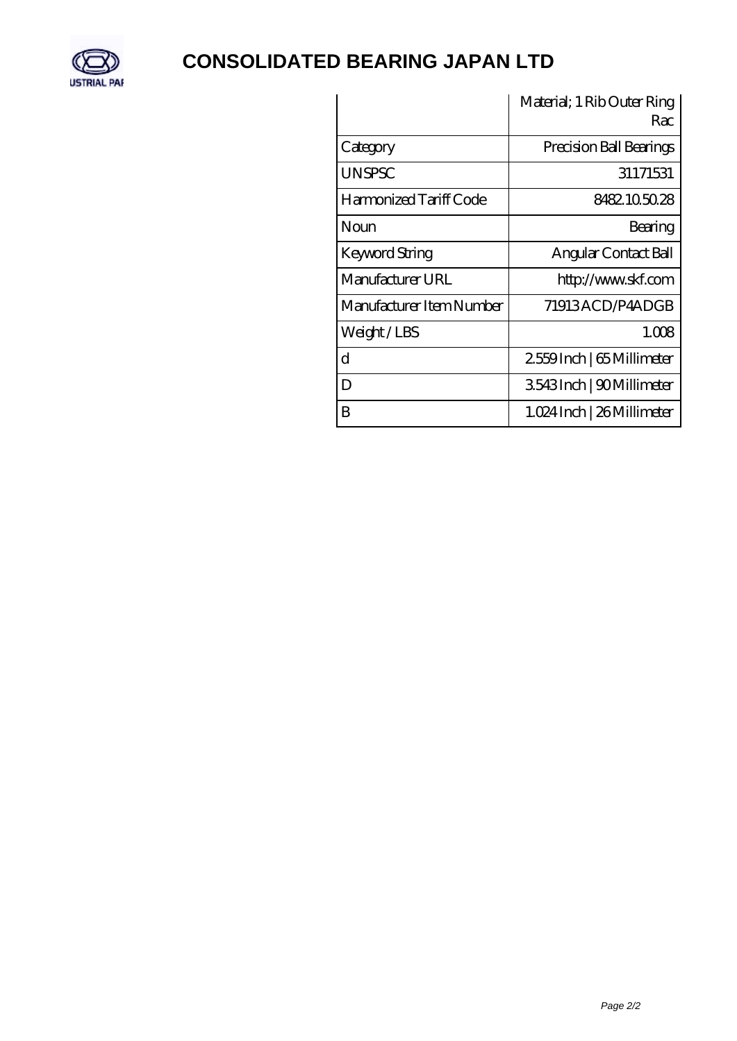# CONSOLIDATED BEARING JAPAN LTD

| | |
|---|---|
| | Material; 1 Rib Outer Ring Rac |
| Category | Precision Ball Bearings |
| UNSPSC | 31171531 |
| Harmonized Tariff Code | 8482.10.50.28 |
| Noun | Bearing |
| Keyword String | Angular Contact Ball |
| Manufacturer URL | http://www.skf.com |
| Manufacturer Item Number | 71913 ACD/P4ADGB |
| Weight / LBS | 1.008 |
| d | 2.559 Inch \| 65 Millimeter |
| D | 3.543 Inch \| 90 Millimeter |
| B | 1.024 Inch \| 26 Millimeter |